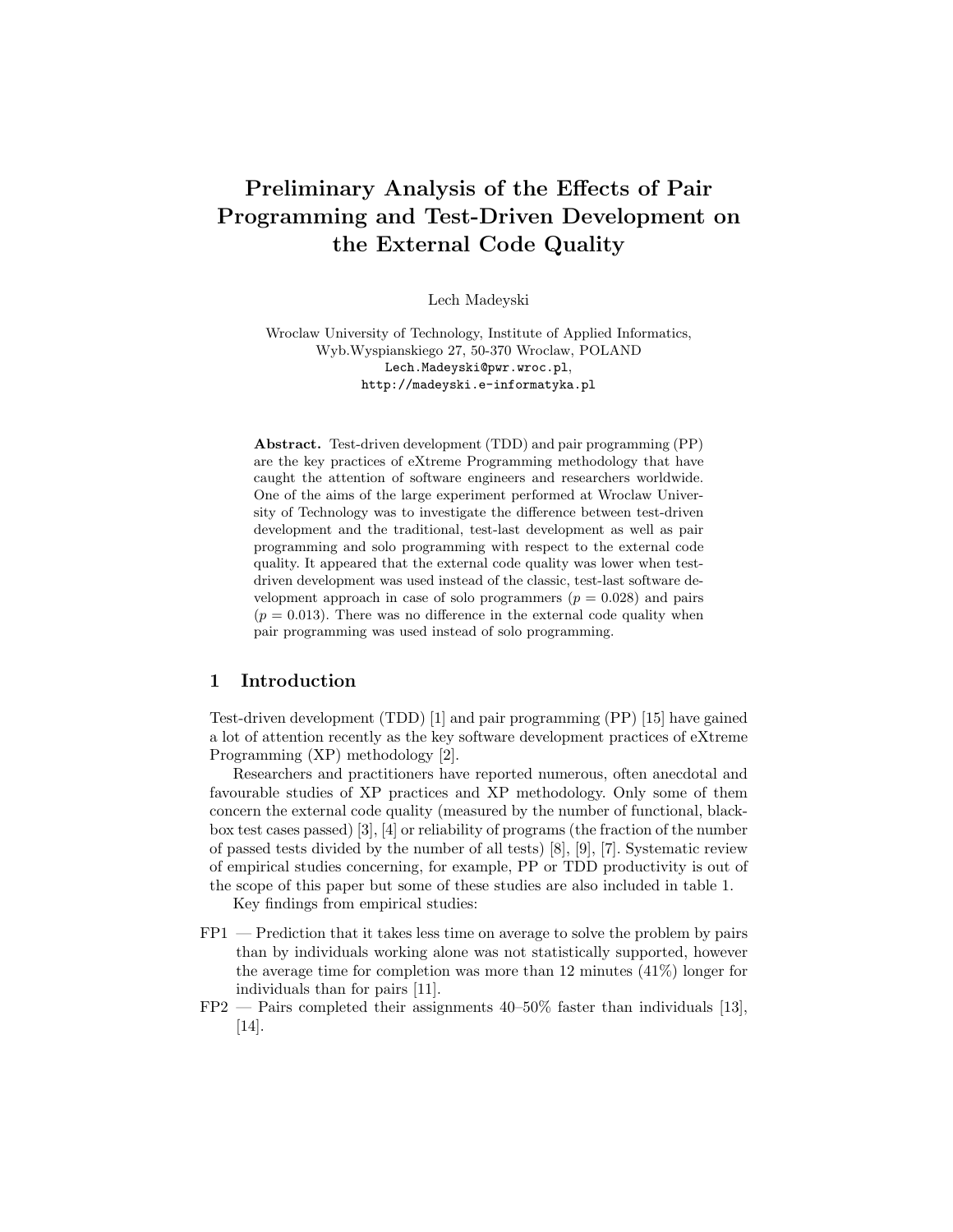// Preliminary Analysis of the Effects of Pair Programming and Test-Driven Development on the External Code Quality

Lech Madeyski

Wroclaw University of Technology, Institute of Applied Informatics,
Wyb.Wyspianskiego 27, 50-370 Wroclaw, POLAND
Lech.Madeyski@pwr.wroc.pl,
http://madeyski.e-informatyka.pl

**Abstract.** Test-driven development (TDD) and pair programming (PP) are the key practices of eXtreme Programming methodology that have caught the attention of software engineers and researchers worldwide. One of the aims of the large experiment performed at Wroclaw University of Technology was to investigate the difference between test-driven development and the traditional, test-last development as well as pair programming and solo programming with respect to the external code quality. It appeared that the external code quality was lower when test-driven development was used instead of the classic, test-last software development approach in case of solo programmers ($p = 0.028$) and pairs ($p = 0.013$). There was no difference in the external code quality when pair programming was used instead of solo programming.

## 1 Introduction

Test-driven development (TDD) [1] and pair programming (PP) [15] have gained a lot of attention recently as the key software development practices of eXtreme Programming (XP) methodology [2].

Researchers and practitioners have reported numerous, often anecdotal and favourable studies of XP practices and XP methodology. Only some of them concern the external code quality (measured by the number of functional, black-box test cases passed) [3], [4] or reliability of programs (the fraction of the number of passed tests divided by the number of all tests) [8], [9], [7]. Systematic review of empirical studies concerning, for example, PP or TDD productivity is out of the scope of this paper but some of these studies are also included in table 1.

Key findings from empirical studies:

FP1 — Prediction that it takes less time on average to solve the problem by pairs than by individuals working alone was not statistically supported, however the average time for completion was more than 12 minutes (41%) longer for individuals than for pairs [11].

FP2 — Pairs completed their assignments 40–50% faster than individuals [13], [14].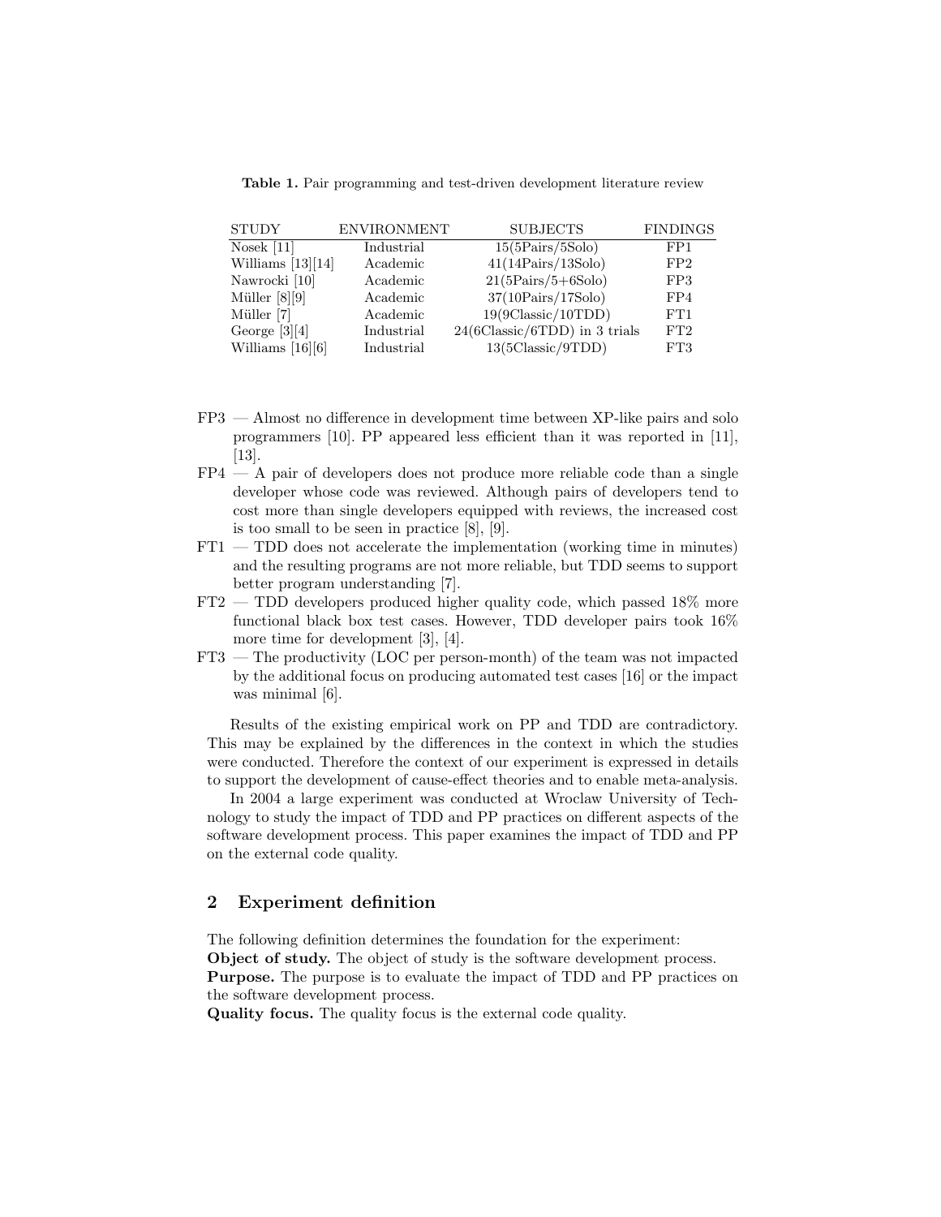**Table 1.** Pair programming and test-driven development literature review

| STUDY | ENVIRONMENT | SUBJECTS | FINDINGS |
|---|---|---|---|
| Nosek [11] | Industrial | 15(5Pairs/5Solo) | FP1 |
| Williams [13][14] | Academic | 41(14Pairs/13Solo) | FP2 |
| Nawrocki [10] | Academic | 21(5Pairs/5+6Solo) | FP3 |
| Müller [8][9] | Academic | 37(10Pairs/17Solo) | FP4 |
| Müller [7] | Academic | 19(9Classic/10TDD) | FT1 |
| George [3][4] | Industrial | 24(6Classic/6TDD) in 3 trials | FT2 |
| Williams [16][6] | Industrial | 13(5Classic/9TDD) | FT3 |

- FP3 — Almost no difference in development time between XP-like pairs and solo programmers [10]. PP appeared less efficient than it was reported in [11], [13].
- FP4 — A pair of developers does not produce more reliable code than a single developer whose code was reviewed. Although pairs of developers tend to cost more than single developers equipped with reviews, the increased cost is too small to be seen in practice [8], [9].
- FT1 — TDD does not accelerate the implementation (working time in minutes) and the resulting programs are not more reliable, but TDD seems to support better program understanding [7].
- FT2 — TDD developers produced higher quality code, which passed 18% more functional black box test cases. However, TDD developer pairs took 16% more time for development [3], [4].
- FT3 — The productivity (LOC per person-month) of the team was not impacted by the additional focus on producing automated test cases [16] or the impact was minimal [6].

Results of the existing empirical work on PP and TDD are contradictory. This may be explained by the differences in the context in which the studies were conducted. Therefore the context of our experiment is expressed in details to support the development of cause-effect theories and to enable meta-analysis.

In 2004 a large experiment was conducted at Wroclaw University of Technology to study the impact of TDD and PP practices on different aspects of the software development process. This paper examines the impact of TDD and PP on the external code quality.

## 2 Experiment definition

The following definition determines the foundation for the experiment:
**Object of study.** The object of study is the software development process.
**Purpose.** The purpose is to evaluate the impact of TDD and PP practices on the software development process.
**Quality focus.** The quality focus is the external code quality.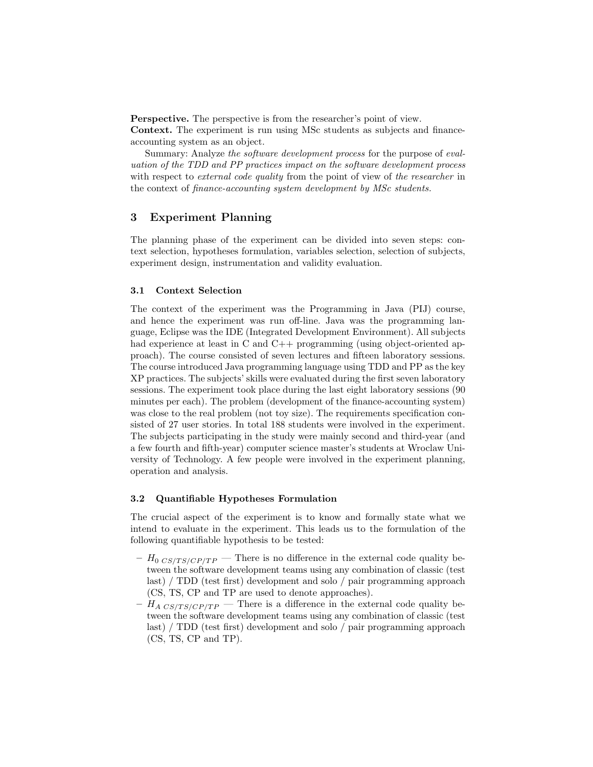**Perspective.** The perspective is from the researcher's point of view.
**Context.** The experiment is run using MSc students as subjects and finance-accounting system as an object.

Summary: Analyze *the software development process* for the purpose of *evaluation of the TDD and PP practices impact on the software development process* with respect to *external code quality* from the point of view of *the researcher* in the context of *finance-accounting system development by MSc students.*

## 3 Experiment Planning

The planning phase of the experiment can be divided into seven steps: context selection, hypotheses formulation, variables selection, selection of subjects, experiment design, instrumentation and validity evaluation.

### 3.1 Context Selection

The context of the experiment was the Programming in Java (PIJ) course, and hence the experiment was run off-line. Java was the programming language, Eclipse was the IDE (Integrated Development Environment). All subjects had experience at least in C and C++ programming (using object-oriented approach). The course consisted of seven lectures and fifteen laboratory sessions. The course introduced Java programming language using TDD and PP as the key XP practices. The subjects' skills were evaluated during the first seven laboratory sessions. The experiment took place during the last eight laboratory sessions (90 minutes per each). The problem (development of the finance-accounting system) was close to the real problem (not toy size). The requirements specification consisted of 27 user stories. In total 188 students were involved in the experiment. The subjects participating in the study were mainly second and third-year (and a few fourth and fifth-year) computer science master's students at Wroclaw University of Technology. A few people were involved in the experiment planning, operation and analysis.

### 3.2 Quantifiable Hypotheses Formulation

The crucial aspect of the experiment is to know and formally state what we intend to evaluate in the experiment. This leads us to the formulation of the following quantifiable hypothesis to be tested:

- $H_{0\ CS/TS/CP/TP}$ — There is no difference in the external code quality between the software development teams using any combination of classic (test last) / TDD (test first) development and solo / pair programming approach (CS, TS, CP and TP are used to denote approaches).
- $H_{A\ CS/TS/CP/TP}$ — There is a difference in the external code quality between the software development teams using any combination of classic (test last) / TDD (test first) development and solo / pair programming approach (CS, TS, CP and TP).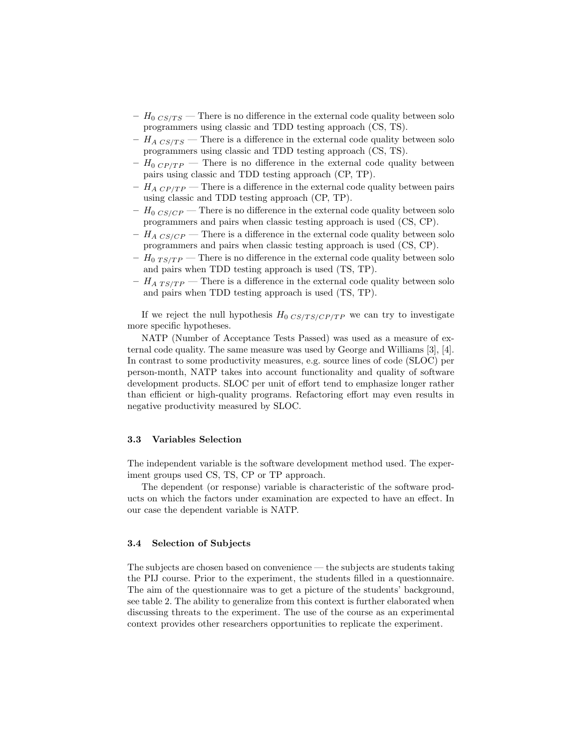- $H_{0\ CS/TS}$ — There is no difference in the external code quality between solo programmers using classic and TDD testing approach (CS, TS).
- $H_{A\ CS/TS}$ — There is a difference in the external code quality between solo programmers using classic and TDD testing approach (CS, TS).
- $H_{0\ CP/TP}$ — There is no difference in the external code quality between pairs using classic and TDD testing approach (CP, TP).
- $H_{A\ CP/TP}$ — There is a difference in the external code quality between pairs using classic and TDD testing approach (CP, TP).
- $H_{0\ CS/CP}$ — There is no difference in the external code quality between solo programmers and pairs when classic testing approach is used (CS, CP).
- $H_{A\ CS/CP}$ — There is a difference in the external code quality between solo programmers and pairs when classic testing approach is used (CS, CP).
- $H_{0\ TS/TP}$ — There is no difference in the external code quality between solo and pairs when TDD testing approach is used (TS, TP).
- $H_{A\ TS/TP}$ — There is a difference in the external code quality between solo and pairs when TDD testing approach is used (TS, TP).

If we reject the null hypothesis $H_{0\ CS/TS/CP/TP}$ we can try to investigate more specific hypotheses.

NATP (Number of Acceptance Tests Passed) was used as a measure of external code quality. The same measure was used by George and Williams [3], [4]. In contrast to some productivity measures, e.g. source lines of code (SLOC) per person-month, NATP takes into account functionality and quality of software development products. SLOC per unit of effort tend to emphasize longer rather than efficient or high-quality programs. Refactoring effort may even results in negative productivity measured by SLOC.

### 3.3 Variables Selection

The independent variable is the software development method used. The experiment groups used CS, TS, CP or TP approach.

The dependent (or response) variable is characteristic of the software products on which the factors under examination are expected to have an effect. In our case the dependent variable is NATP.

### 3.4 Selection of Subjects

The subjects are chosen based on convenience — the subjects are students taking the PIJ course. Prior to the experiment, the students filled in a questionnaire. The aim of the questionnaire was to get a picture of the students' background, see table 2. The ability to generalize from this context is further elaborated when discussing threats to the experiment. The use of the course as an experimental context provides other researchers opportunities to replicate the experiment.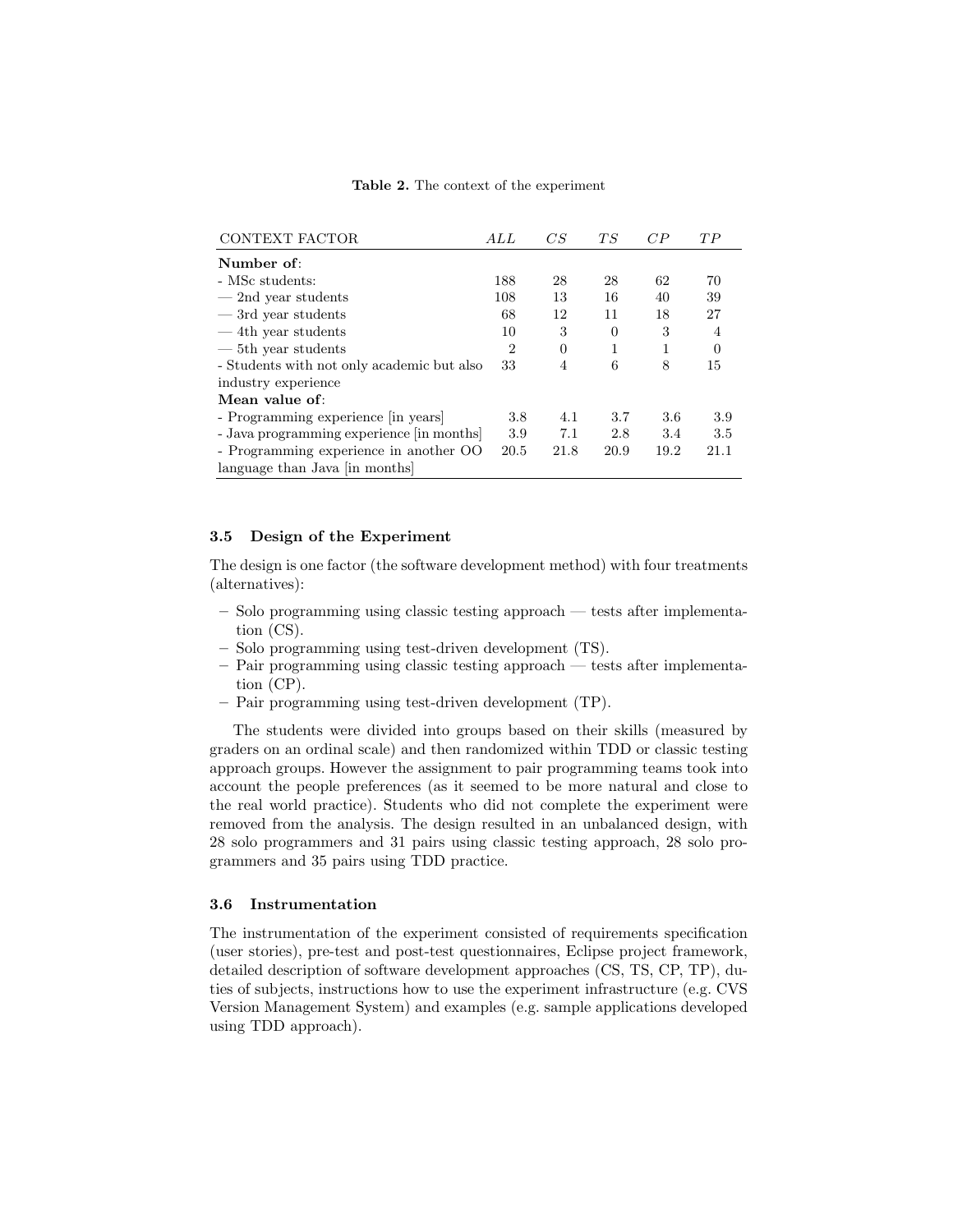**Table 2.** The context of the experiment

| CONTEXT FACTOR | *ALL* | *CS* | *TS* | *CP* | *TP* |
|---|---|---|---|---|---|
| **Number of**: | | | | | |
| - MSc students: | 188 | 28 | 28 | 62 | 70 |
| — 2nd year students | 108 | 13 | 16 | 40 | 39 |
| — 3rd year students | 68 | 12 | 11 | 18 | 27 |
| — 4th year students | 10 | 3 | 0 | 3 | 4 |
| — 5th year students | 2 | 0 | 1 | 1 | 0 |
| - Students with not only academic but also industry experience | 33 | 4 | 6 | 8 | 15 |
| **Mean value of**: | | | | | |
| - Programming experience [in years] | 3.8 | 4.1 | 3.7 | 3.6 | 3.9 |
| - Java programming experience [in months] | 3.9 | 7.1 | 2.8 | 3.4 | 3.5 |
| - Programming experience in another OO language than Java [in months] | 20.5 | 21.8 | 20.9 | 19.2 | 21.1 |

### 3.5 Design of the Experiment

The design is one factor (the software development method) with four treatments (alternatives):

- Solo programming using classic testing approach — tests after implementation (CS).
- Solo programming using test-driven development (TS).
- Pair programming using classic testing approach — tests after implementation (CP).
- Pair programming using test-driven development (TP).

The students were divided into groups based on their skills (measured by graders on an ordinal scale) and then randomized within TDD or classic testing approach groups. However the assignment to pair programming teams took into account the people preferences (as it seemed to be more natural and close to the real world practice). Students who did not complete the experiment were removed from the analysis. The design resulted in an unbalanced design, with 28 solo programmers and 31 pairs using classic testing approach, 28 solo programmers and 35 pairs using TDD practice.

### 3.6 Instrumentation

The instrumentation of the experiment consisted of requirements specification (user stories), pre-test and post-test questionnaires, Eclipse project framework, detailed description of software development approaches (CS, TS, CP, TP), duties of subjects, instructions how to use the experiment infrastructure (e.g. CVS Version Management System) and examples (e.g. sample applications developed using TDD approach).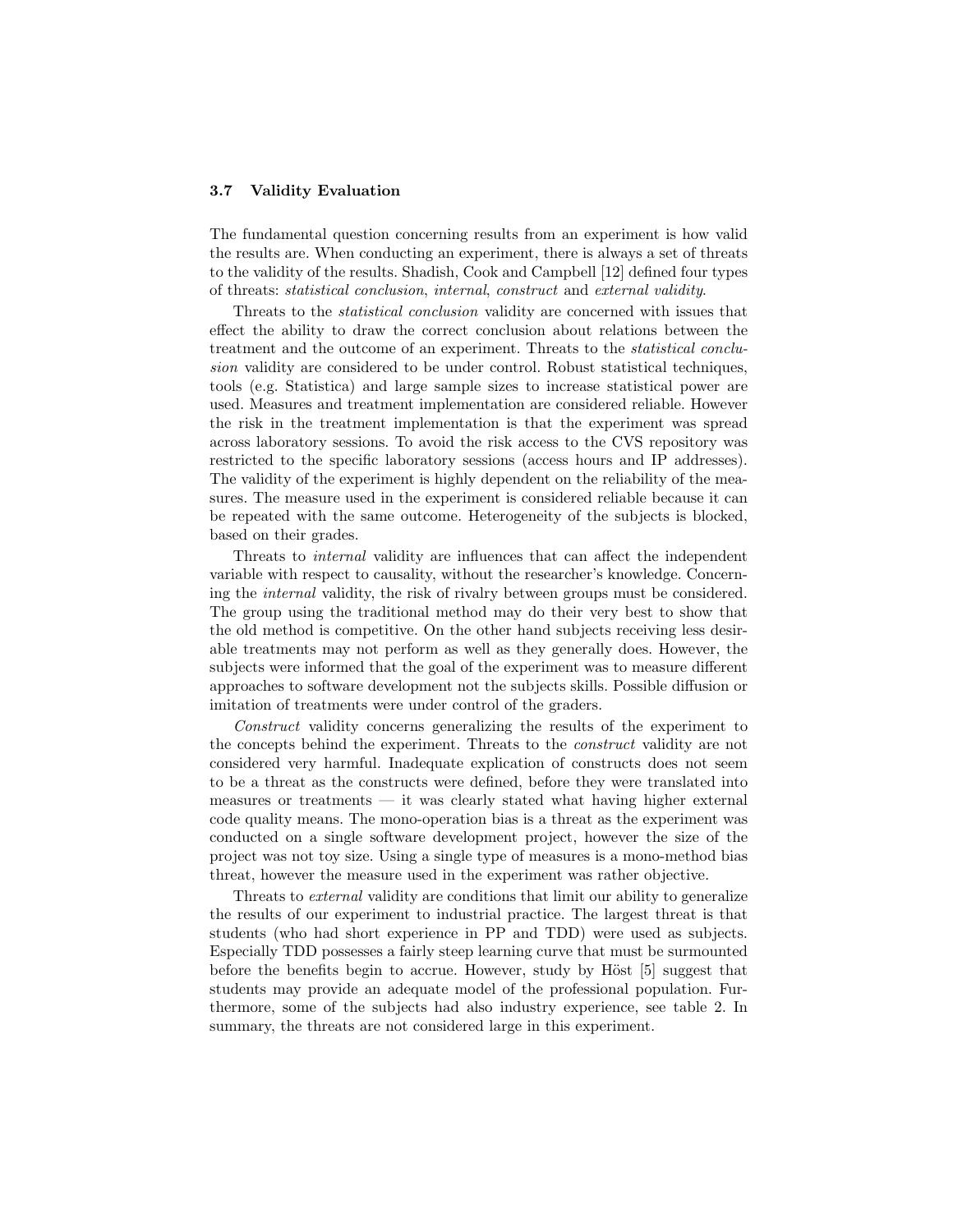### 3.7 Validity Evaluation

The fundamental question concerning results from an experiment is how valid the results are. When conducting an experiment, there is always a set of threats to the validity of the results. Shadish, Cook and Campbell [12] defined four types of threats: *statistical conclusion*, *internal*, *construct* and *external validity*.

Threats to the *statistical conclusion* validity are concerned with issues that effect the ability to draw the correct conclusion about relations between the treatment and the outcome of an experiment. Threats to the *statistical conclusion* validity are considered to be under control. Robust statistical techniques, tools (e.g. Statistica) and large sample sizes to increase statistical power are used. Measures and treatment implementation are considered reliable. However the risk in the treatment implementation is that the experiment was spread across laboratory sessions. To avoid the risk access to the CVS repository was restricted to the specific laboratory sessions (access hours and IP addresses). The validity of the experiment is highly dependent on the reliability of the measures. The measure used in the experiment is considered reliable because it can be repeated with the same outcome. Heterogeneity of the subjects is blocked, based on their grades.

Threats to *internal* validity are influences that can affect the independent variable with respect to causality, without the researcher's knowledge. Concerning the *internal* validity, the risk of rivalry between groups must be considered. The group using the traditional method may do their very best to show that the old method is competitive. On the other hand subjects receiving less desirable treatments may not perform as well as they generally does. However, the subjects were informed that the goal of the experiment was to measure different approaches to software development not the subjects skills. Possible diffusion or imitation of treatments were under control of the graders.

*Construct* validity concerns generalizing the results of the experiment to the concepts behind the experiment. Threats to the *construct* validity are not considered very harmful. Inadequate explication of constructs does not seem to be a threat as the constructs were defined, before they were translated into measures or treatments — it was clearly stated what having higher external code quality means. The mono-operation bias is a threat as the experiment was conducted on a single software development project, however the size of the project was not toy size. Using a single type of measures is a mono-method bias threat, however the measure used in the experiment was rather objective.

Threats to *external* validity are conditions that limit our ability to generalize the results of our experiment to industrial practice. The largest threat is that students (who had short experience in PP and TDD) were used as subjects. Especially TDD possesses a fairly steep learning curve that must be surmounted before the benefits begin to accrue. However, study by Höst [5] suggest that students may provide an adequate model of the professional population. Furthermore, some of the subjects had also industry experience, see table 2. In summary, the threats are not considered large in this experiment.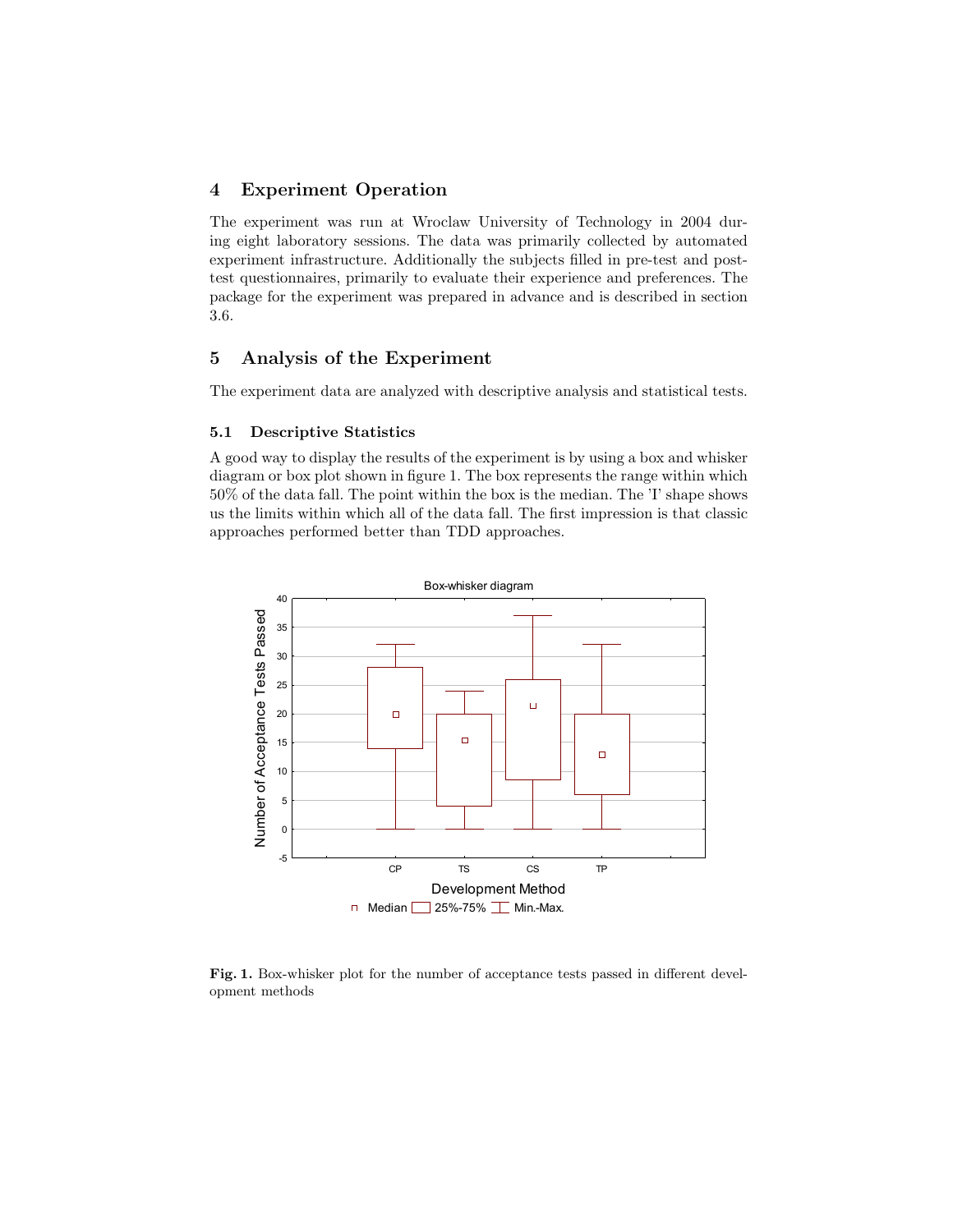## 4 Experiment Operation

The experiment was run at Wroclaw University of Technology in 2004 during eight laboratory sessions. The data was primarily collected by automated experiment infrastructure. Additionally the subjects filled in pre-test and post-test questionnaires, primarily to evaluate their experience and preferences. The package for the experiment was prepared in advance and is described in section 3.6.

## 5 Analysis of the Experiment

The experiment data are analyzed with descriptive analysis and statistical tests.

### 5.1 Descriptive Statistics

A good way to display the results of the experiment is by using a box and whisker diagram or box plot shown in figure 1. The box represents the range within which 50% of the data fall. The point within the box is the median. The 'I' shape shows us the limits within which all of the data fall. The first impression is that classic approaches performed better than TDD approaches.

**Fig. 1.** Box-whisker plot for the number of acceptance tests passed in different development methods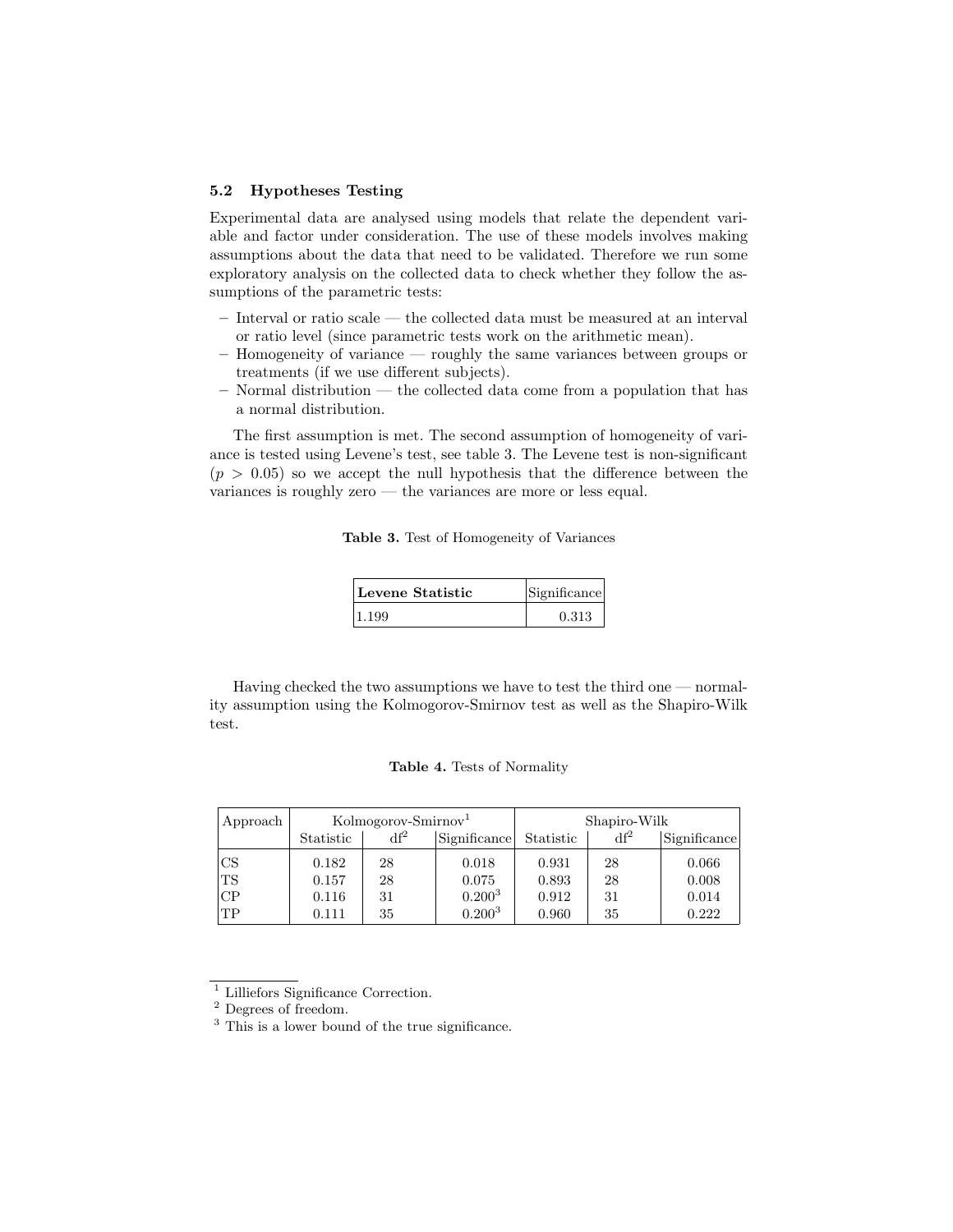### 5.2 Hypotheses Testing

Experimental data are analysed using models that relate the dependent variable and factor under consideration. The use of these models involves making assumptions about the data that need to be validated. Therefore we run some exploratory analysis on the collected data to check whether they follow the assumptions of the parametric tests:

- Interval or ratio scale — the collected data must be measured at an interval or ratio level (since parametric tests work on the arithmetic mean).
- Homogeneity of variance — roughly the same variances between groups or treatments (if we use different subjects).
- Normal distribution — the collected data come from a population that has a normal distribution.

The first assumption is met. The second assumption of homogeneity of variance is tested using Levene's test, see table 3. The Levene test is non-significant ($p > 0.05$) so we accept the null hypothesis that the difference between the variances is roughly zero — the variances are more or less equal.

**Table 3.** Test of Homogeneity of Variances

| **Levene Statistic** | Significance |
|---|---|
| 1.199 | 0.313 |

Having checked the two assumptions we have to test the third one — normality assumption using the Kolmogorov-Smirnov test as well as the Shapiro-Wilk test.

**Table 4.** Tests of Normality

| Approach | Kolmogorov-Smirnov[1] | | | Shapiro-Wilk | | |
|---|---|---|---|---|---|---|
| | Statistic | df[2] | Significance | Statistic | df[2] | Significance |
| CS | 0.182 | 28 | 0.018 | 0.931 | 28 | 0.066 |
| TS | 0.157 | 28 | 0.075 | 0.893 | 28 | 0.008 |
| CP | 0.116 | 31 | 0.200[3] | 0.912 | 31 | 0.014 |
| TP | 0.111 | 35 | 0.200[3] | 0.960 | 35 | 0.222 |

[1] Lilliefors Significance Correction.
[2] Degrees of freedom.
[3] This is a lower bound of the true significance.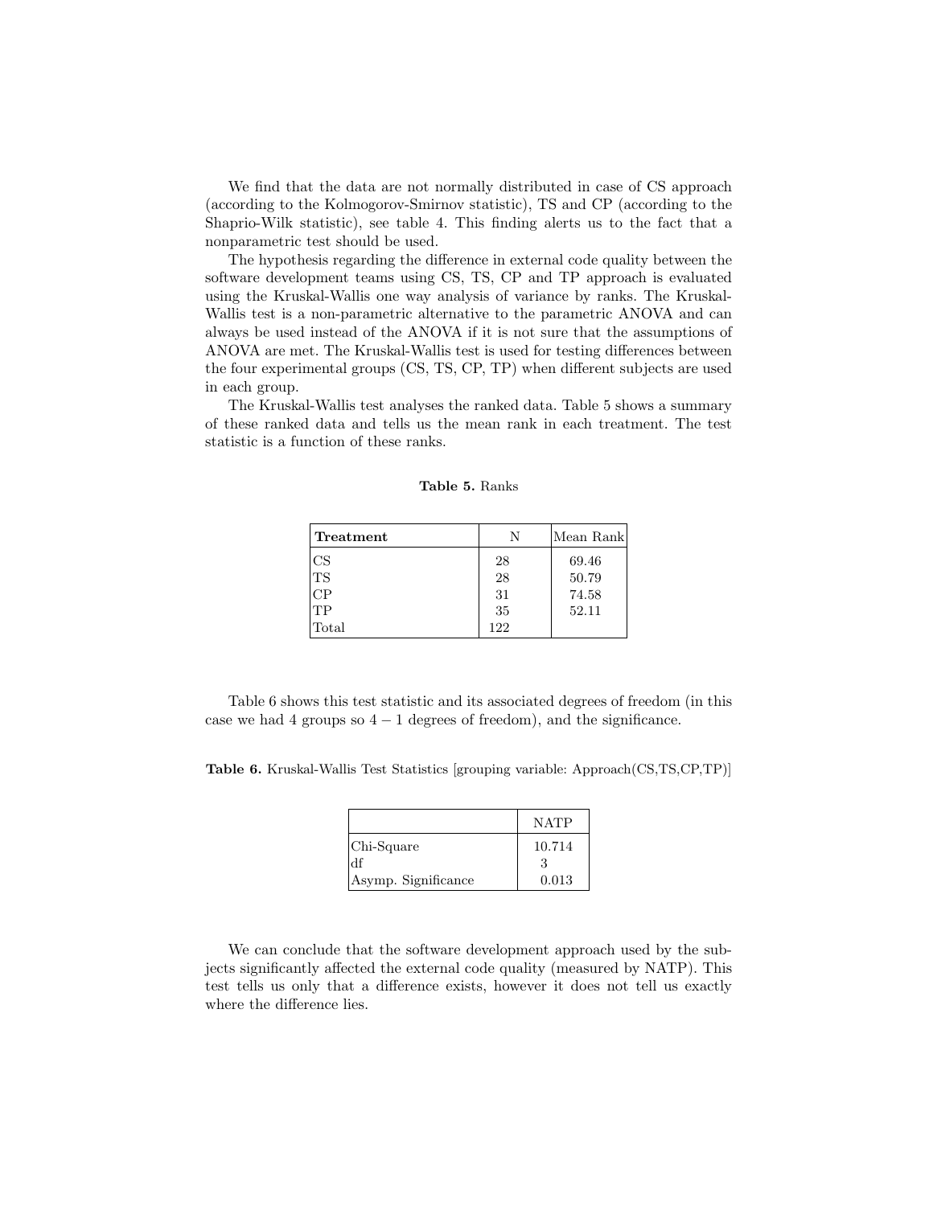We find that the data are not normally distributed in case of CS approach (according to the Kolmogorov-Smirnov statistic), TS and CP (according to the Shaprio-Wilk statistic), see table 4. This finding alerts us to the fact that a nonparametric test should be used.

The hypothesis regarding the difference in external code quality between the software development teams using CS, TS, CP and TP approach is evaluated using the Kruskal-Wallis one way analysis of variance by ranks. The Kruskal-Wallis test is a non-parametric alternative to the parametric ANOVA and can always be used instead of the ANOVA if it is not sure that the assumptions of ANOVA are met. The Kruskal-Wallis test is used for testing differences between the four experimental groups (CS, TS, CP, TP) when different subjects are used in each group.

The Kruskal-Wallis test analyses the ranked data. Table 5 shows a summary of these ranked data and tells us the mean rank in each treatment. The test statistic is a function of these ranks.

**Table 5.** Ranks

| **Treatment** | N | Mean Rank |
|---|---|---|
| CS | 28 | 69.46 |
| TS | 28 | 50.79 |
| CP | 31 | 74.58 |
| TP | 35 | 52.11 |
| Total | 122 | |

Table 6 shows this test statistic and its associated degrees of freedom (in this case we had 4 groups so $4 - 1$ degrees of freedom), and the significance.

**Table 6.** Kruskal-Wallis Test Statistics [grouping variable: Approach(CS,TS,CP,TP)]

| | NATP |
|---|---|
| Chi-Square | 10.714 |
| df | 3 |
| Asymp. Significance | 0.013 |

We can conclude that the software development approach used by the subjects significantly affected the external code quality (measured by NATP). This test tells us only that a difference exists, however it does not tell us exactly where the difference lies.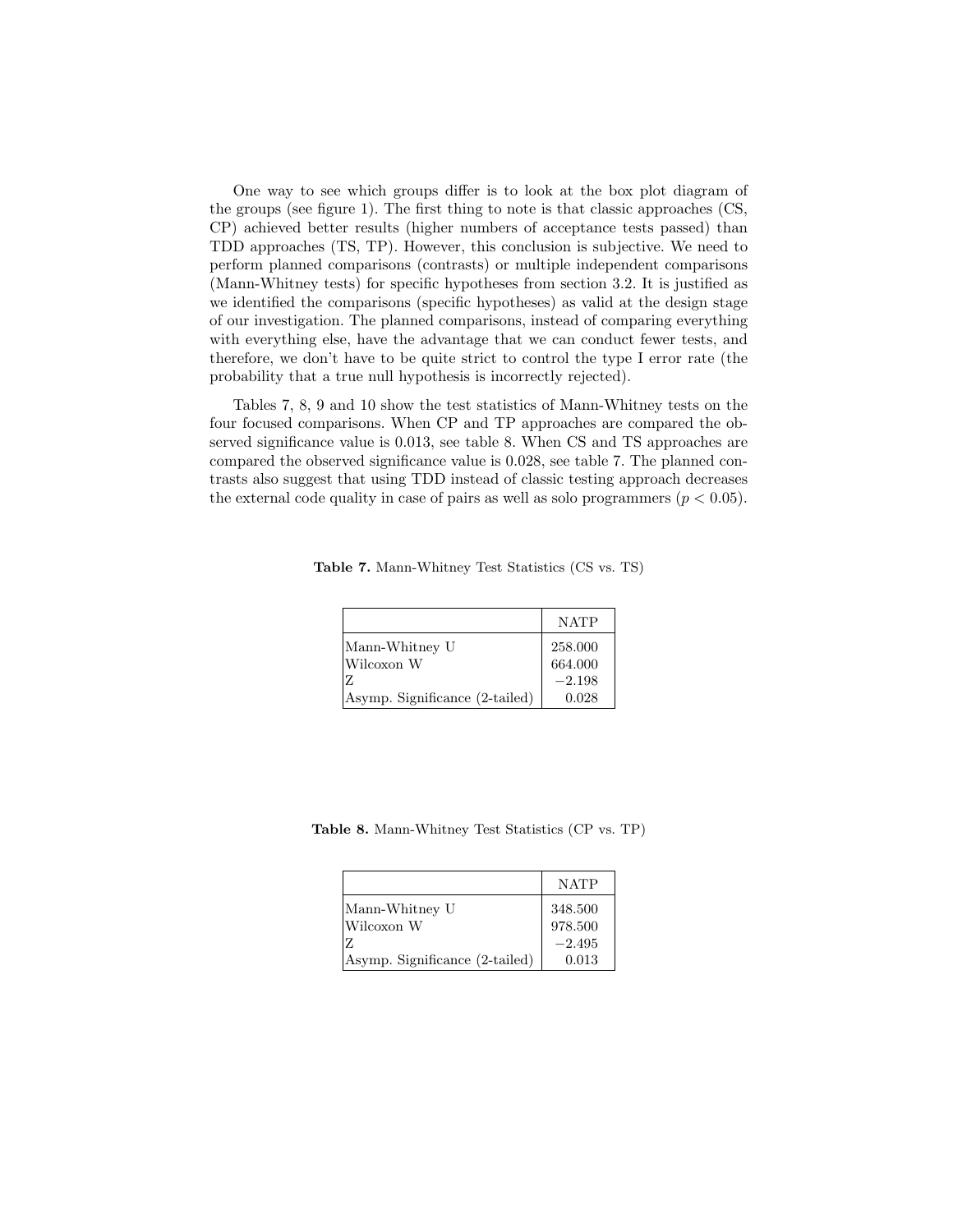One way to see which groups differ is to look at the box plot diagram of the groups (see figure 1). The first thing to note is that classic approaches (CS, CP) achieved better results (higher numbers of acceptance tests passed) than TDD approaches (TS, TP). However, this conclusion is subjective. We need to perform planned comparisons (contrasts) or multiple independent comparisons (Mann-Whitney tests) for specific hypotheses from section 3.2. It is justified as we identified the comparisons (specific hypotheses) as valid at the design stage of our investigation. The planned comparisons, instead of comparing everything with everything else, have the advantage that we can conduct fewer tests, and therefore, we don't have to be quite strict to control the type I error rate (the probability that a true null hypothesis is incorrectly rejected).

Tables 7, 8, 9 and 10 show the test statistics of Mann-Whitney tests on the four focused comparisons. When CP and TP approaches are compared the observed significance value is 0.013, see table 8. When CS and TS approaches are compared the observed significance value is 0.028, see table 7. The planned contrasts also suggest that using TDD instead of classic testing approach decreases the external code quality in case of pairs as well as solo programmers ($p < 0.05$).

**Table 7.** Mann-Whitney Test Statistics (CS vs. TS)

| | NATP |
|---|---|
| Mann-Whitney U | 258.000 |
| Wilcoxon W | 664.000 |
| Z | −2.198 |
| Asymp. Significance (2-tailed) | 0.028 |

**Table 8.** Mann-Whitney Test Statistics (CP vs. TP)

| | NATP |
|---|---|
| Mann-Whitney U | 348.500 |
| Wilcoxon W | 978.500 |
| Z | −2.495 |
| Asymp. Significance (2-tailed) | 0.013 |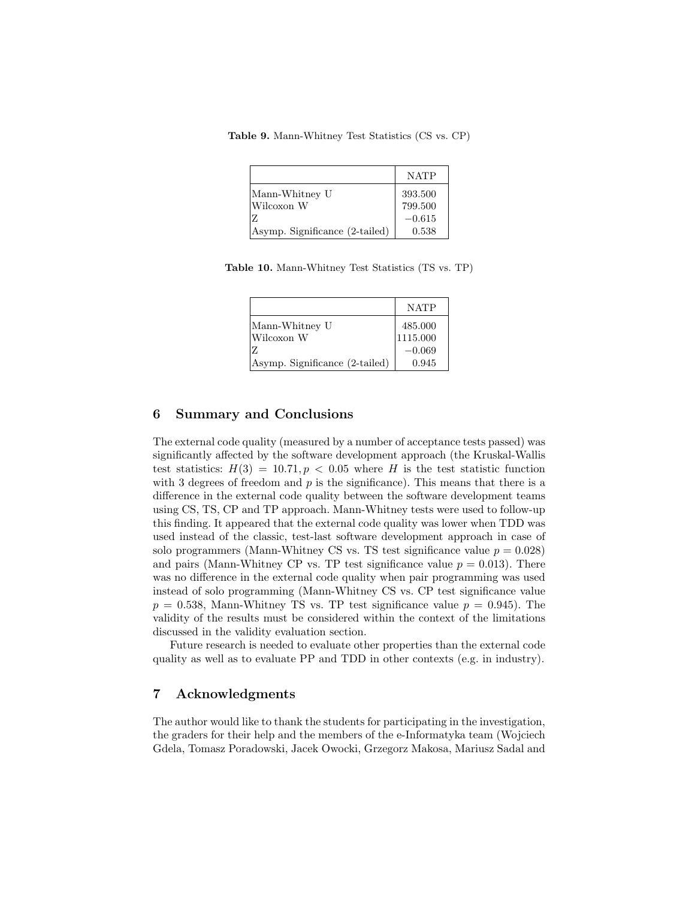**Table 9.** Mann-Whitney Test Statistics (CS vs. CP)

| | NATP |
|---|---|
| Mann-Whitney U | 393.500 |
| Wilcoxon W | 799.500 |
| Z | −0.615 |
| Asymp. Significance (2-tailed) | 0.538 |

**Table 10.** Mann-Whitney Test Statistics (TS vs. TP)

| | NATP |
|---|---|
| Mann-Whitney U | 485.000 |
| Wilcoxon W | 1115.000 |
| Z | −0.069 |
| Asymp. Significance (2-tailed) | 0.945 |

## 6 Summary and Conclusions

The external code quality (measured by a number of acceptance tests passed) was significantly affected by the software development approach (the Kruskal-Wallis test statistics: $H(3) = 10.71, p < 0.05$ where $H$ is the test statistic function with 3 degrees of freedom and $p$ is the significance). This means that there is a difference in the external code quality between the software development teams using CS, TS, CP and TP approach. Mann-Whitney tests were used to follow-up this finding. It appeared that the external code quality was lower when TDD was used instead of the classic, test-last software development approach in case of solo programmers (Mann-Whitney CS vs. TS test significance value $p = 0.028$) and pairs (Mann-Whitney CP vs. TP test significance value $p = 0.013$). There was no difference in the external code quality when pair programming was used instead of solo programming (Mann-Whitney CS vs. CP test significance value $p = 0.538$, Mann-Whitney TS vs. TP test significance value $p = 0.945$). The validity of the results must be considered within the context of the limitations discussed in the validity evaluation section.

Future research is needed to evaluate other properties than the external code quality as well as to evaluate PP and TDD in other contexts (e.g. in industry).

## 7 Acknowledgments

The author would like to thank the students for participating in the investigation, the graders for their help and the members of the e-Informatyka team (Wojciech Gdela, Tomasz Poradowski, Jacek Owocki, Grzegorz Makosa, Mariusz Sadal and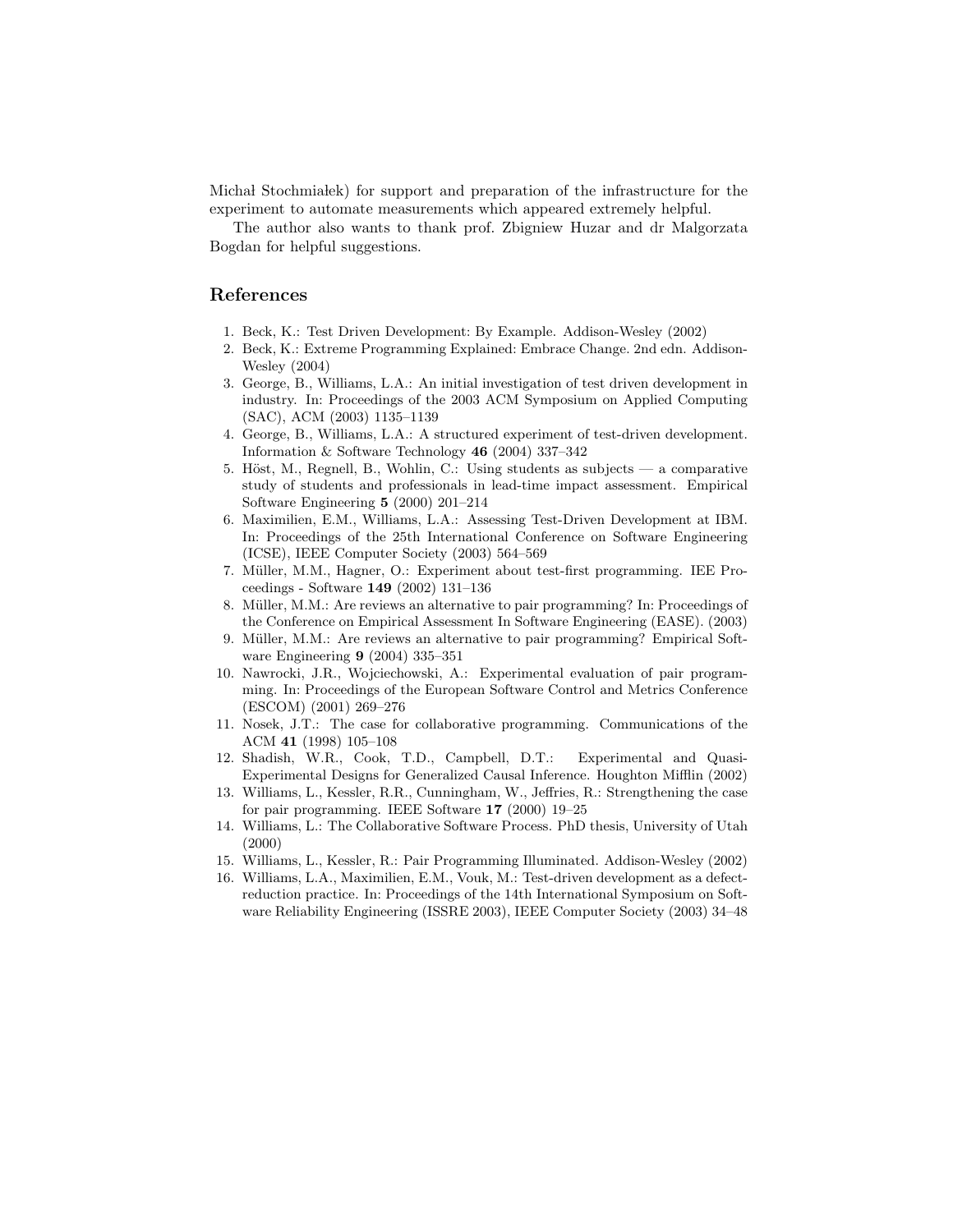Michał Stochmiałek) for support and preparation of the infrastructure for the experiment to automate measurements which appeared extremely helpful.

The author also wants to thank prof. Zbigniew Huzar and dr Malgorzata Bogdan for helpful suggestions.

## References

1. Beck, K.: Test Driven Development: By Example. Addison-Wesley (2002)
2. Beck, K.: Extreme Programming Explained: Embrace Change. 2nd edn. Addison-Wesley (2004)
3. George, B., Williams, L.A.: An initial investigation of test driven development in industry. In: Proceedings of the 2003 ACM Symposium on Applied Computing (SAC), ACM (2003) 1135–1139
4. George, B., Williams, L.A.: A structured experiment of test-driven development. Information & Software Technology **46** (2004) 337–342
5. Höst, M., Regnell, B., Wohlin, C.: Using students as subjects — a comparative study of students and professionals in lead-time impact assessment. Empirical Software Engineering **5** (2000) 201–214
6. Maximilien, E.M., Williams, L.A.: Assessing Test-Driven Development at IBM. In: Proceedings of the 25th International Conference on Software Engineering (ICSE), IEEE Computer Society (2003) 564–569
7. Müller, M.M., Hagner, O.: Experiment about test-first programming. IEE Proceedings - Software **149** (2002) 131–136
8. Müller, M.M.: Are reviews an alternative to pair programming? In: Proceedings of the Conference on Empirical Assessment In Software Engineering (EASE). (2003)
9. Müller, M.M.: Are reviews an alternative to pair programming? Empirical Software Engineering **9** (2004) 335–351
10. Nawrocki, J.R., Wojciechowski, A.: Experimental evaluation of pair programming. In: Proceedings of the European Software Control and Metrics Conference (ESCOM) (2001) 269–276
11. Nosek, J.T.: The case for collaborative programming. Communications of the ACM **41** (1998) 105–108
12. Shadish, W.R., Cook, T.D., Campbell, D.T.: Experimental and Quasi-Experimental Designs for Generalized Causal Inference. Houghton Mifflin (2002)
13. Williams, L., Kessler, R.R., Cunningham, W., Jeffries, R.: Strengthening the case for pair programming. IEEE Software **17** (2000) 19–25
14. Williams, L.: The Collaborative Software Process. PhD thesis, University of Utah (2000)
15. Williams, L., Kessler, R.: Pair Programming Illuminated. Addison-Wesley (2002)
16. Williams, L.A., Maximilien, E.M., Vouk, M.: Test-driven development as a defect-reduction practice. In: Proceedings of the 14th International Symposium on Software Reliability Engineering (ISSRE 2003), IEEE Computer Society (2003) 34–48